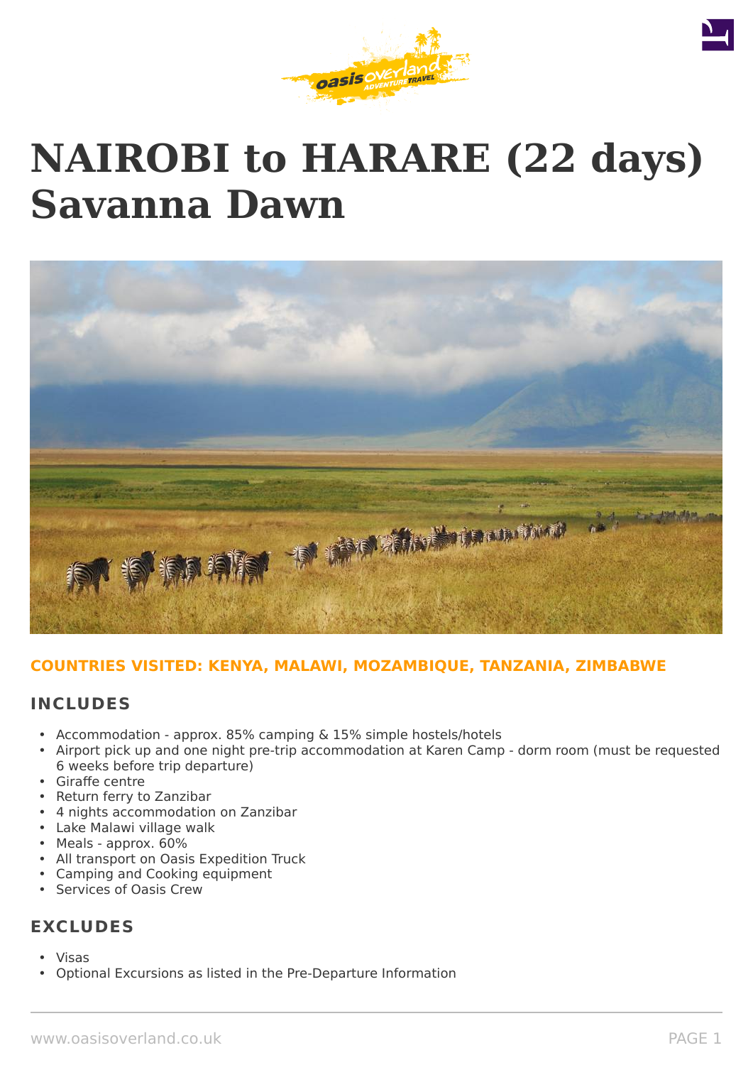# NAIROBI to HARARE (22 days) Savanna Dawn

**COUNTRIES VISITED: KENYA, MALAWI, MOZAMBIQUE, TANZANIA, ZIMBABWE**

## INCLUDES

- Accommodation - approx. 85% camping & 15% simple hostels/hotels
- Airport pick up and one night pre-trip accommodation at Karen Camp - dorm room (must be requested 6 weeks before trip departure)
- Giraffe centre
- Return ferry to Zanzibar
- 4 nights accommodation on Zanzibar
- Lake Malawi village walk
- Meals - approx. 60%
- All transport on Oasis Expedition Truck
- Camping and Cooking equipment
- Services of Oasis Crew

## EXCLUDES

- Visas
- Optional Excursions as listed in the Pre-Departure Information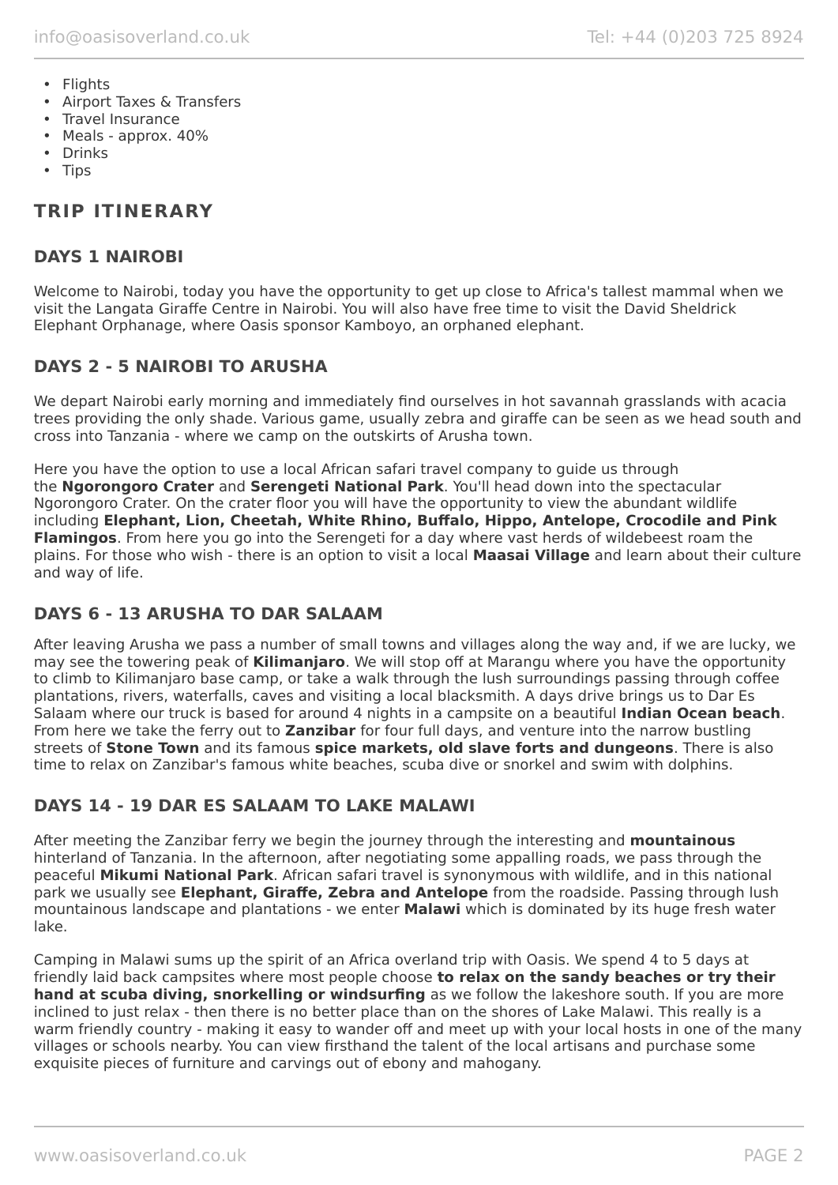- Flights
- Airport Taxes & Transfers
- Travel Insurance
- Meals - approx. 40%
- Drinks
- Tips

## TRIP ITINERARY

### DAYS 1 NAIROBI

Welcome to Nairobi, today you have the opportunity to get up close to Africa's tallest mammal when we visit the Langata Giraffe Centre in Nairobi. You will also have free time to visit the David Sheldrick Elephant Orphanage, where Oasis sponsor Kamboyo, an orphaned elephant.

### DAYS 2 - 5 NAIROBI TO ARUSHA

We depart Nairobi early morning and immediately find ourselves in hot savannah grasslands with acacia trees providing the only shade. Various game, usually zebra and giraffe can be seen as we head south and cross into Tanzania - where we camp on the outskirts of Arusha town.

Here you have the option to use a local African safari travel company to guide us through the **Ngorongoro Crater** and **Serengeti National Park**. You'll head down into the spectacular Ngorongoro Crater. On the crater floor you will have the opportunity to view the abundant wildlife including **Elephant, Lion, Cheetah, White Rhino, Buffalo, Hippo, Antelope, Crocodile and Pink Flamingos**. From here you go into the Serengeti for a day where vast herds of wildebeest roam the plains. For those who wish - there is an option to visit a local **Maasai Village** and learn about their culture and way of life.

### DAYS 6 - 13 ARUSHA TO DAR SALAAM

After leaving Arusha we pass a number of small towns and villages along the way and, if we are lucky, we may see the towering peak of **Kilimanjaro**. We will stop off at Marangu where you have the opportunity to climb to Kilimanjaro base camp, or take a walk through the lush surroundings passing through coffee plantations, rivers, waterfalls, caves and visiting a local blacksmith. A days drive brings us to Dar Es Salaam where our truck is based for around 4 nights in a campsite on a beautiful **Indian Ocean beach**. From here we take the ferry out to **Zanzibar** for four full days, and venture into the narrow bustling streets of **Stone Town** and its famous **spice markets, old slave forts and dungeons**. There is also time to relax on Zanzibar's famous white beaches, scuba dive or snorkel and swim with dolphins.

### DAYS 14 - 19 DAR ES SALAAM TO LAKE MALAWI

After meeting the Zanzibar ferry we begin the journey through the interesting and **mountainous** hinterland of Tanzania. In the afternoon, after negotiating some appalling roads, we pass through the peaceful **Mikumi National Park**. African safari travel is synonymous with wildlife, and in this national park we usually see **Elephant, Giraffe, Zebra and Antelope** from the roadside. Passing through lush mountainous landscape and plantations - we enter **Malawi** which is dominated by its huge fresh water lake.

Camping in Malawi sums up the spirit of an Africa overland trip with Oasis. We spend 4 to 5 days at friendly laid back campsites where most people choose **to relax on the sandy beaches or try their hand at scuba diving, snorkelling or windsurfing** as we follow the lakeshore south. If you are more inclined to just relax - then there is no better place than on the shores of Lake Malawi. This really is a warm friendly country - making it easy to wander off and meet up with your local hosts in one of the many villages or schools nearby. You can view firsthand the talent of the local artisans and purchase some exquisite pieces of furniture and carvings out of ebony and mahogany.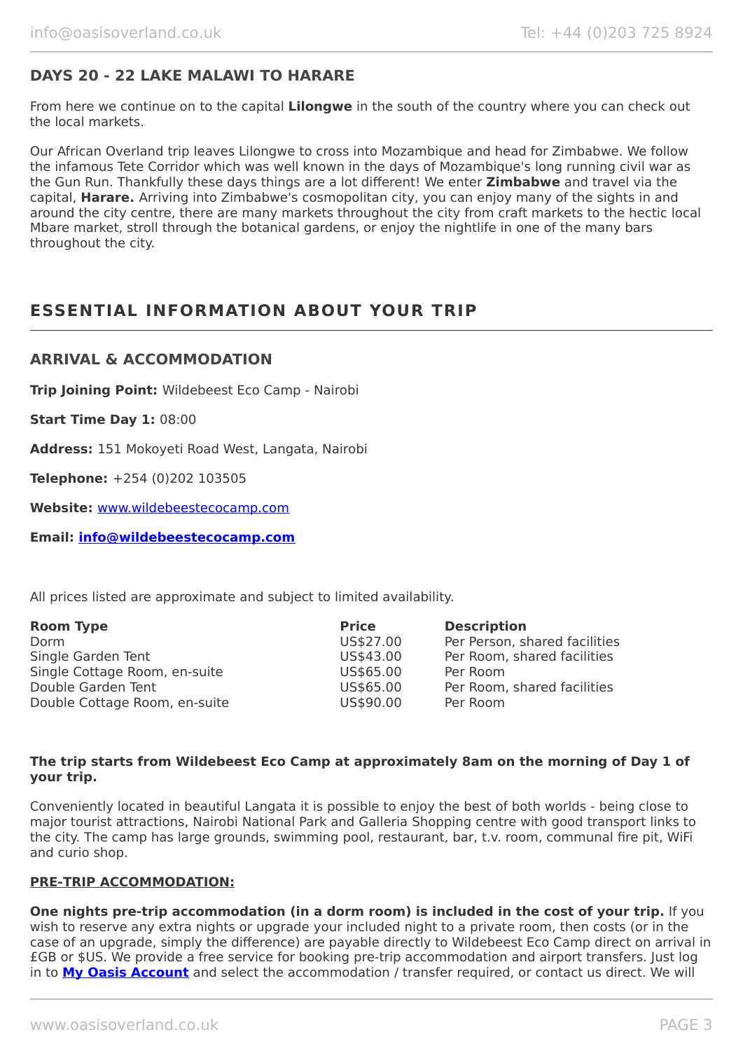### DAYS 20 - 22 LAKE MALAWI TO HARARE

From here we continue on to the capital **Lilongwe** in the south of the country where you can check out the local markets.

Our African Overland trip leaves Lilongwe to cross into Mozambique and head for Zimbabwe. We follow the infamous Tete Corridor which was well known in the days of Mozambique's long running civil war as the Gun Run. Thankfully these days things are a lot different! We enter **Zimbabwe** and travel via the capital, **Harare.** Arriving into Zimbabwe's cosmopolitan city, you can enjoy many of the sights in and around the city centre, there are many markets throughout the city from craft markets to the hectic local Mbare market, stroll through the botanical gardens, or enjoy the nightlife in one of the many bars throughout the city.

## ESSENTIAL INFORMATION ABOUT YOUR TRIP

### ARRIVAL & ACCOMMODATION

**Trip Joining Point:** Wildebeest Eco Camp - Nairobi

**Start Time Day 1:** 08:00

**Address:** 151 Mokoyeti Road West, Langata, Nairobi

**Telephone:** +254 (0)202 103505

**Website:** www.wildebeestecocamp.com

**Email:** **info@wildebeestecocamp.com**

All prices listed are approximate and subject to limited availability.

| Room Type | Price | Description |
|---|---|---|
| Dorm | US$27.00 | Per Person, shared facilities |
| Single Garden Tent | US$43.00 | Per Room, shared facilities |
| Single Cottage Room, en-suite | US$65.00 | Per Room |
| Double Garden Tent | US$65.00 | Per Room, shared facilities |
| Double Cottage Room, en-suite | US$90.00 | Per Room |

**The trip starts from Wildebeest Eco Camp at approximately 8am on the morning of Day 1 of your trip.**

Conveniently located in beautiful Langata it is possible to enjoy the best of both worlds - being close to major tourist attractions, Nairobi National Park and Galleria Shopping centre with good transport links to the city. The camp has large grounds, swimming pool, restaurant, bar, t.v. room, communal fire pit, WiFi and curio shop.

**PRE-TRIP ACCOMMODATION:**

**One nights pre-trip accommodation (in a dorm room) is included in the cost of your trip.** If you wish to reserve any extra nights or upgrade your included night to a private room, then costs (or in the case of an upgrade, simply the difference) are payable directly to Wildebeest Eco Camp direct on arrival in £GB or $US. We provide a free service for booking pre-trip accommodation and airport transfers. Just log in to **My Oasis Account** and select the accommodation / transfer required, or contact us direct. We will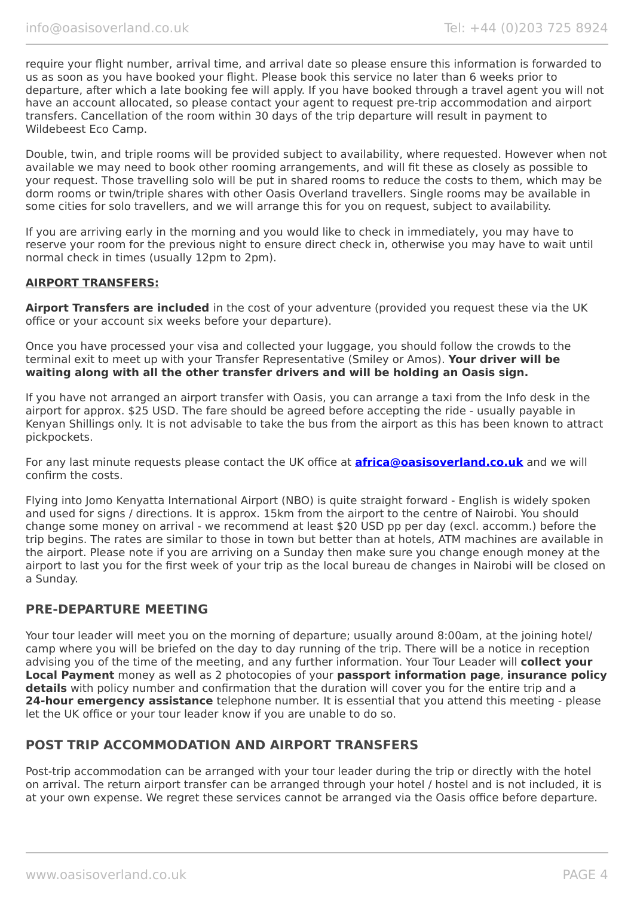require your flight number, arrival time, and arrival date so please ensure this information is forwarded to us as soon as you have booked your flight. Please book this service no later than 6 weeks prior to departure, after which a late booking fee will apply. If you have booked through a travel agent you will not have an account allocated, so please contact your agent to request pre-trip accommodation and airport transfers. Cancellation of the room within 30 days of the trip departure will result in payment to Wildebeest Eco Camp.

Double, twin, and triple rooms will be provided subject to availability, where requested. However when not available we may need to book other rooming arrangements, and will fit these as closely as possible to your request. Those travelling solo will be put in shared rooms to reduce the costs to them, which may be dorm rooms or twin/triple shares with other Oasis Overland travellers. Single rooms may be available in some cities for solo travellers, and we will arrange this for you on request, subject to availability.

If you are arriving early in the morning and you would like to check in immediately, you may have to reserve your room for the previous night to ensure direct check in, otherwise you may have to wait until normal check in times (usually 12pm to 2pm).

**AIRPORT TRANSFERS:**

**Airport Transfers are included** in the cost of your adventure (provided you request these via the UK office or your account six weeks before your departure).

Once you have processed your visa and collected your luggage, you should follow the crowds to the terminal exit to meet up with your Transfer Representative (Smiley or Amos). **Your driver will be waiting along with all the other transfer drivers and will be holding an Oasis sign.**

If you have not arranged an airport transfer with Oasis, you can arrange a taxi from the Info desk in the airport for approx. $25 USD. The fare should be agreed before accepting the ride - usually payable in Kenyan Shillings only. It is not advisable to take the bus from the airport as this has been known to attract pickpockets.

For any last minute requests please contact the UK office at **africa@oasisoverland.co.uk** and we will confirm the costs.

Flying into Jomo Kenyatta International Airport (NBO) is quite straight forward - English is widely spoken and used for signs / directions. It is approx. 15km from the airport to the centre of Nairobi. You should change some money on arrival - we recommend at least $20 USD pp per day (excl. accomm.) before the trip begins. The rates are similar to those in town but better than at hotels, ATM machines are available in the airport. Please note if you are arriving on a Sunday then make sure you change enough money at the airport to last you for the first week of your trip as the local bureau de changes in Nairobi will be closed on a Sunday.

## PRE-DEPARTURE MEETING

Your tour leader will meet you on the morning of departure; usually around 8:00am, at the joining hotel/ camp where you will be briefed on the day to day running of the trip. There will be a notice in reception advising you of the time of the meeting, and any further information. Your Tour Leader will **collect your Local Payment** money as well as 2 photocopies of your **passport information page**, **insurance policy details** with policy number and confirmation that the duration will cover you for the entire trip and a **24-hour emergency assistance** telephone number. It is essential that you attend this meeting - please let the UK office or your tour leader know if you are unable to do so.

## POST TRIP ACCOMMODATION AND AIRPORT TRANSFERS

Post-trip accommodation can be arranged with your tour leader during the trip or directly with the hotel on arrival. The return airport transfer can be arranged through your hotel / hostel and is not included, it is at your own expense. We regret these services cannot be arranged via the Oasis office before departure.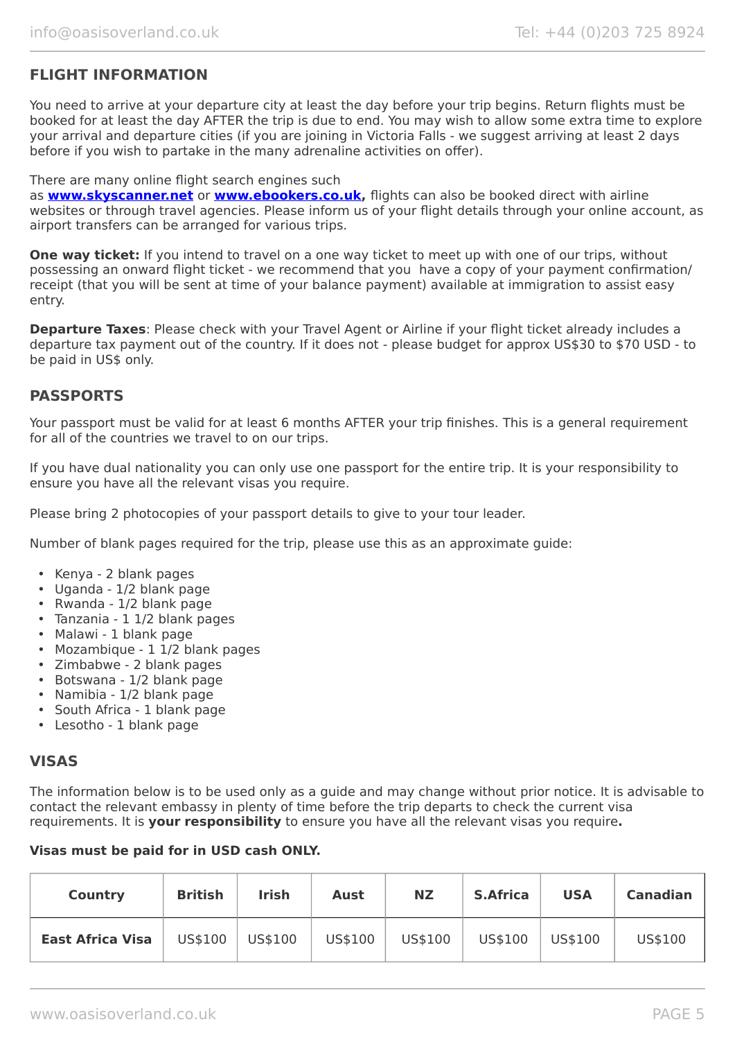## FLIGHT INFORMATION

You need to arrive at your departure city at least the day before your trip begins. Return flights must be booked for at least the day AFTER the trip is due to end. You may wish to allow some extra time to explore your arrival and departure cities (if you are joining in Victoria Falls - we suggest arriving at least 2 days before if you wish to partake in the many adrenaline activities on offer).

There are many online flight search engines such as **www.skyscanner.net** or **www.ebookers.co.uk,** flights can also be booked direct with airline websites or through travel agencies. Please inform us of your flight details through your online account, as airport transfers can be arranged for various trips.

**One way ticket:** If you intend to travel on a one way ticket to meet up with one of our trips, without possessing an onward flight ticket - we recommend that you have a copy of your payment confirmation/ receipt (that you will be sent at time of your balance payment) available at immigration to assist easy entry.

**Departure Taxes**: Please check with your Travel Agent or Airline if your flight ticket already includes a departure tax payment out of the country. If it does not - please budget for approx US$30 to $70 USD - to be paid in US$ only.

## PASSPORTS

Your passport must be valid for at least 6 months AFTER your trip finishes. This is a general requirement for all of the countries we travel to on our trips.

If you have dual nationality you can only use one passport for the entire trip. It is your responsibility to ensure you have all the relevant visas you require.

Please bring 2 photocopies of your passport details to give to your tour leader.

Number of blank pages required for the trip, please use this as an approximate guide:

- Kenya - 2 blank pages
- Uganda - 1/2 blank page
- Rwanda - 1/2 blank page
- Tanzania - 1 1/2 blank pages
- Malawi - 1 blank page
- Mozambique - 1 1/2 blank pages
- Zimbabwe - 2 blank pages
- Botswana - 1/2 blank page
- Namibia - 1/2 blank page
- South Africa - 1 blank page
- Lesotho - 1 blank page

## VISAS

The information below is to be used only as a guide and may change without prior notice. It is advisable to contact the relevant embassy in plenty of time before the trip departs to check the current visa requirements. It is **your responsibility** to ensure you have all the relevant visas you require**.**

**Visas must be paid for in USD cash ONLY.**

| Country | British | Irish | Aust | NZ | S.Africa | USA | Canadian |
|---|---|---|---|---|---|---|---|
| **East Africa Visa** | US$100 | US$100 | US$100 | US$100 | US$100 | US$100 | US$100 |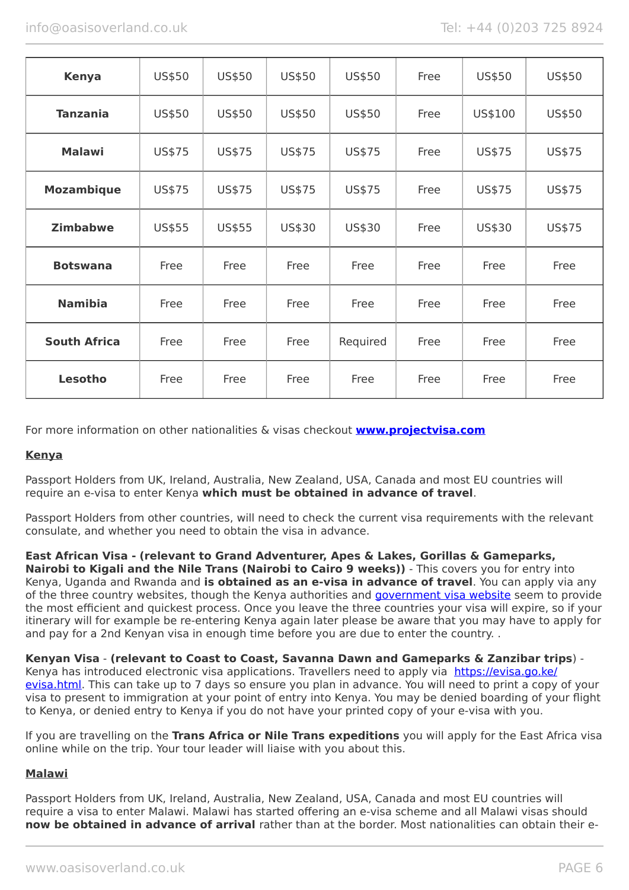| Kenya | US$50 | US$50 | US$50 | US$50 | Free | US$50 | US$50 |
|---|---|---|---|---|---|---|---|
| **Tanzania** | US$50 | US$50 | US$50 | US$50 | Free | US$100 | US$50 |
| **Malawi** | US$75 | US$75 | US$75 | US$75 | Free | US$75 | US$75 |
| **Mozambique** | US$75 | US$75 | US$75 | US$75 | Free | US$75 | US$75 |
| **Zimbabwe** | US$55 | US$55 | US$30 | US$30 | Free | US$30 | US$75 |
| **Botswana** | Free | Free | Free | Free | Free | Free | Free |
| **Namibia** | Free | Free | Free | Free | Free | Free | Free |
| **South Africa** | Free | Free | Free | Required | Free | Free | Free |
| **Lesotho** | Free | Free | Free | Free | Free | Free | Free |

For more information on other nationalities & visas checkout **[www.projectvisa.com](www.projectvisa.com)**

**Kenya**

Passport Holders from UK, Ireland, Australia, New Zealand, USA, Canada and most EU countries will require an e-visa to enter Kenya **which must be obtained in advance of travel**.

Passport Holders from other countries, will need to check the current visa requirements with the relevant consulate, and whether you need to obtain the visa in advance.

**East African Visa - (relevant to Grand Adventurer, Apes & Lakes, Gorillas & Gameparks, Nairobi to Kigali and the Nile Trans (Nairobi to Cairo 9 weeks))** - This covers you for entry into Kenya, Uganda and Rwanda and **is obtained as an e-visa in advance of travel**. You can apply via any of the three country websites, though the Kenya authorities and government visa website seem to provide the most efficient and quickest process. Once you leave the three countries your visa will expire, so if your itinerary will for example be re-entering Kenya again later please be aware that you may have to apply for and pay for a 2nd Kenyan visa in enough time before you are due to enter the country. .

**Kenyan Visa** - **(relevant to Coast to Coast, Savanna Dawn and Gameparks & Zanzibar trips**) - Kenya has introduced electronic visa applications. Travellers need to apply via https://evisa.go.ke/evisa.html. This can take up to 7 days so ensure you plan in advance. You will need to print a copy of your visa to present to immigration at your point of entry into Kenya. You may be denied boarding of your flight to Kenya, or denied entry to Kenya if you do not have your printed copy of your e-visa with you.

If you are travelling on the **Trans Africa or Nile Trans expeditions** you will apply for the East Africa visa online while on the trip. Your tour leader will liaise with you about this.

**Malawi**

Passport Holders from UK, Ireland, Australia, New Zealand, USA, Canada and most EU countries will require a visa to enter Malawi. Malawi has started offering an e-visa scheme and all Malawi visas should **now be obtained in advance of arrival** rather than at the border. Most nationalities can obtain their e-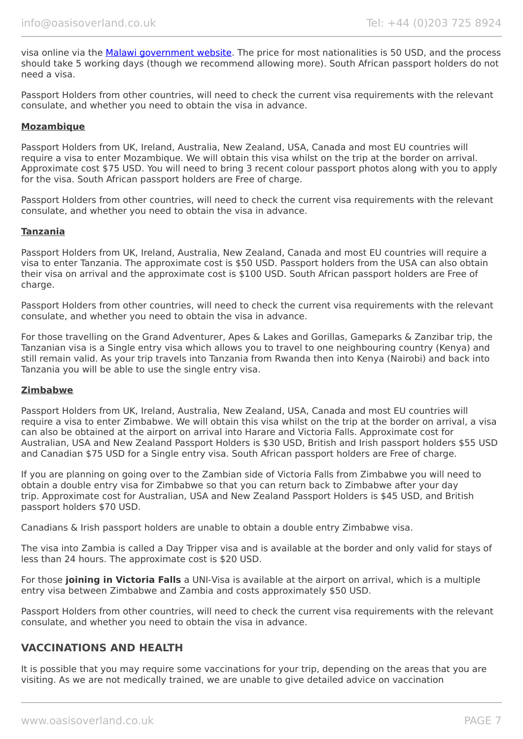visa online via the [Malawi government website](). The price for most nationalities is 50 USD, and the process should take 5 working days (though we recommend allowing more). South African passport holders do not need a visa.

Passport Holders from other countries, will need to check the current visa requirements with the relevant consulate, and whether you need to obtain the visa in advance.

### Mozambique

Passport Holders from UK, Ireland, Australia, New Zealand, USA, Canada and most EU countries will require a visa to enter Mozambique. We will obtain this visa whilst on the trip at the border on arrival. Approximate cost $75 USD. You will need to bring 3 recent colour passport photos along with you to apply for the visa. South African passport holders are Free of charge.

Passport Holders from other countries, will need to check the current visa requirements with the relevant consulate, and whether you need to obtain the visa in advance.

### Tanzania

Passport Holders from UK, Ireland, Australia, New Zealand, Canada and most EU countries will require a visa to enter Tanzania. The approximate cost is $50 USD. Passport holders from the USA can also obtain their visa on arrival and the approximate cost is $100 USD. South African passport holders are Free of charge.

Passport Holders from other countries, will need to check the current visa requirements with the relevant consulate, and whether you need to obtain the visa in advance.

For those travelling on the Grand Adventurer, Apes & Lakes and Gorillas, Gameparks & Zanzibar trip, the Tanzanian visa is a Single entry visa which allows you to travel to one neighbouring country (Kenya) and still remain valid. As your trip travels into Tanzania from Rwanda then into Kenya (Nairobi) and back into Tanzania you will be able to use the single entry visa.

### Zimbabwe

Passport Holders from UK, Ireland, Australia, New Zealand, USA, Canada and most EU countries will require a visa to enter Zimbabwe. We will obtain this visa whilst on the trip at the border on arrival, a visa can also be obtained at the airport on arrival into Harare and Victoria Falls. Approximate cost for Australian, USA and New Zealand Passport Holders is $30 USD, British and Irish passport holders $55 USD and Canadian $75 USD for a Single entry visa. South African passport holders are Free of charge.

If you are planning on going over to the Zambian side of Victoria Falls from Zimbabwe you will need to obtain a double entry visa for Zimbabwe so that you can return back to Zimbabwe after your day trip. Approximate cost for Australian, USA and New Zealand Passport Holders is $45 USD, and British passport holders $70 USD.

Canadians & Irish passport holders are unable to obtain a double entry Zimbabwe visa.

The visa into Zambia is called a Day Tripper visa and is available at the border and only valid for stays of less than 24 hours. The approximate cost is $20 USD.

For those **joining in Victoria Falls** a UNI-Visa is available at the airport on arrival, which is a multiple entry visa between Zimbabwe and Zambia and costs approximately $50 USD.

Passport Holders from other countries, will need to check the current visa requirements with the relevant consulate, and whether you need to obtain the visa in advance.

## VACCINATIONS AND HEALTH

It is possible that you may require some vaccinations for your trip, depending on the areas that you are visiting. As we are not medically trained, we are unable to give detailed advice on vaccination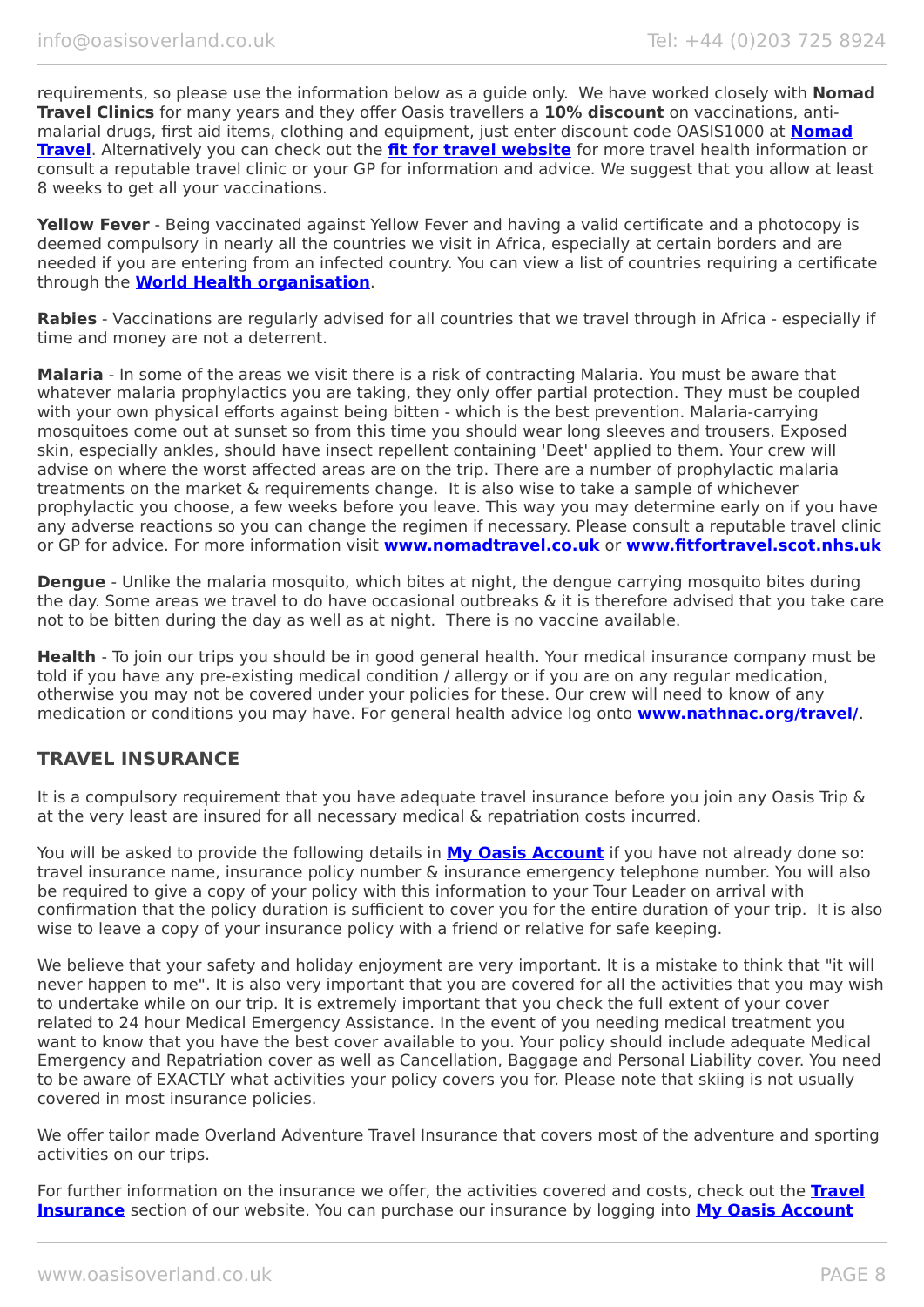requirements, so please use the information below as a guide only. We have worked closely with **Nomad Travel Clinics** for many years and they offer Oasis travellers a **10% discount** on vaccinations, anti-malarial drugs, first aid items, clothing and equipment, just enter discount code OASIS1000 at **Nomad Travel**. Alternatively you can check out the **fit for travel website** for more travel health information or consult a reputable travel clinic or your GP for information and advice. We suggest that you allow at least 8 weeks to get all your vaccinations.

**Yellow Fever** - Being vaccinated against Yellow Fever and having a valid certificate and a photocopy is deemed compulsory in nearly all the countries we visit in Africa, especially at certain borders and are needed if you are entering from an infected country. You can view a list of countries requiring a certificate through the **World Health organisation**.

**Rabies** - Vaccinations are regularly advised for all countries that we travel through in Africa - especially if time and money are not a deterrent.

**Malaria** - In some of the areas we visit there is a risk of contracting Malaria. You must be aware that whatever malaria prophylactics you are taking, they only offer partial protection. They must be coupled with your own physical efforts against being bitten - which is the best prevention. Malaria-carrying mosquitoes come out at sunset so from this time you should wear long sleeves and trousers. Exposed skin, especially ankles, should have insect repellent containing 'Deet' applied to them. Your crew will advise on where the worst affected areas are on the trip. There are a number of prophylactic malaria treatments on the market & requirements change. It is also wise to take a sample of whichever prophylactic you choose, a few weeks before you leave. This way you may determine early on if you have any adverse reactions so you can change the regimen if necessary. Please consult a reputable travel clinic or GP for advice. For more information visit **www.nomadtravel.co.uk** or **www.fitfortravel.scot.nhs.uk**

**Dengue** - Unlike the malaria mosquito, which bites at night, the dengue carrying mosquito bites during the day. Some areas we travel to do have occasional outbreaks & it is therefore advised that you take care not to be bitten during the day as well as at night. There is no vaccine available.

**Health** - To join our trips you should be in good general health. Your medical insurance company must be told if you have any pre-existing medical condition / allergy or if you are on any regular medication, otherwise you may not be covered under your policies for these. Our crew will need to know of any medication or conditions you may have. For general health advice log onto **www.nathnac.org/travel/**.

## TRAVEL INSURANCE

It is a compulsory requirement that you have adequate travel insurance before you join any Oasis Trip & at the very least are insured for all necessary medical & repatriation costs incurred.

You will be asked to provide the following details in **My Oasis Account** if you have not already done so: travel insurance name, insurance policy number & insurance emergency telephone number. You will also be required to give a copy of your policy with this information to your Tour Leader on arrival with confirmation that the policy duration is sufficient to cover you for the entire duration of your trip. It is also wise to leave a copy of your insurance policy with a friend or relative for safe keeping.

We believe that your safety and holiday enjoyment are very important. It is a mistake to think that "it will never happen to me". It is also very important that you are covered for all the activities that you may wish to undertake while on our trip. It is extremely important that you check the full extent of your cover related to 24 hour Medical Emergency Assistance. In the event of you needing medical treatment you want to know that you have the best cover available to you. Your policy should include adequate Medical Emergency and Repatriation cover as well as Cancellation, Baggage and Personal Liability cover. You need to be aware of EXACTLY what activities your policy covers you for. Please note that skiing is not usually covered in most insurance policies.

We offer tailor made Overland Adventure Travel Insurance that covers most of the adventure and sporting activities on our trips.

For further information on the insurance we offer, the activities covered and costs, check out the **Travel Insurance** section of our website. You can purchase our insurance by logging into **My Oasis Account**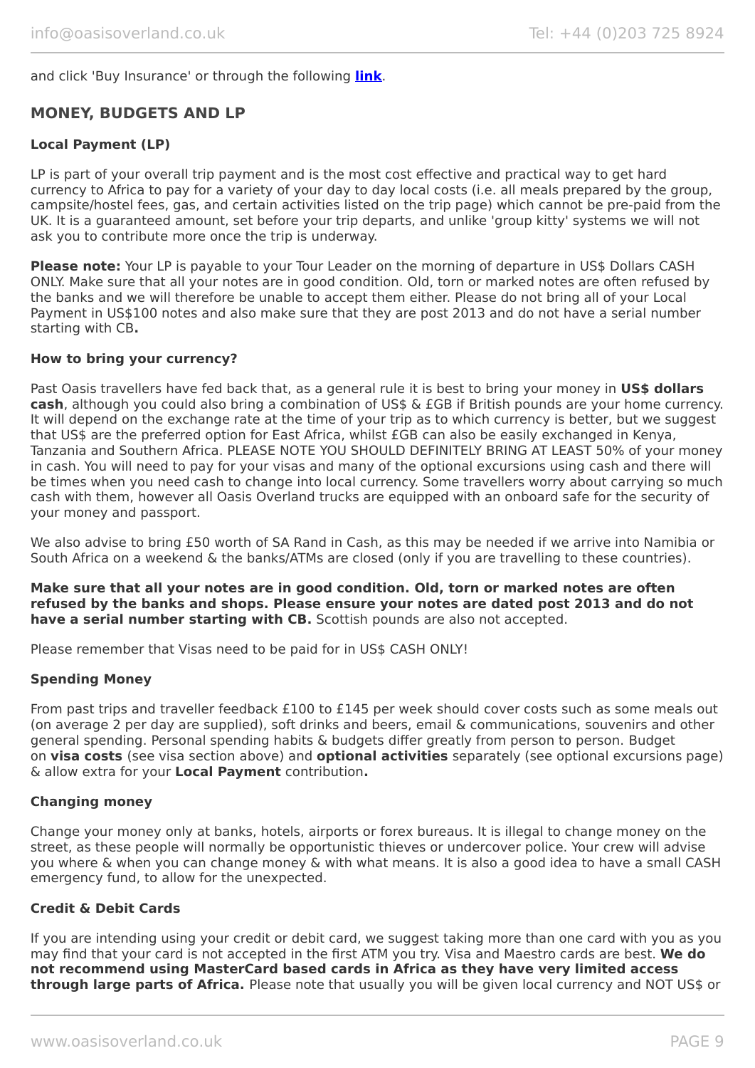and click 'Buy Insurance' or through the following **link**.

## MONEY, BUDGETS AND LP

### Local Payment (LP)

LP is part of your overall trip payment and is the most cost effective and practical way to get hard currency to Africa to pay for a variety of your day to day local costs (i.e. all meals prepared by the group, campsite/hostel fees, gas, and certain activities listed on the trip page) which cannot be pre-paid from the UK. It is a guaranteed amount, set before your trip departs, and unlike 'group kitty' systems we will not ask you to contribute more once the trip is underway.

**Please note:** Your LP is payable to your Tour Leader on the morning of departure in US$ Dollars CASH ONLY. Make sure that all your notes are in good condition. Old, torn or marked notes are often refused by the banks and we will therefore be unable to accept them either. Please do not bring all of your Local Payment in US$100 notes and also make sure that they are post 2013 and do not have a serial number starting with CB**.**

### How to bring your currency?

Past Oasis travellers have fed back that, as a general rule it is best to bring your money in **US$ dollars cash**, although you could also bring a combination of US$ & £GB if British pounds are your home currency. It will depend on the exchange rate at the time of your trip as to which currency is better, but we suggest that US$ are the preferred option for East Africa, whilst £GB can also be easily exchanged in Kenya, Tanzania and Southern Africa. PLEASE NOTE YOU SHOULD DEFINITELY BRING AT LEAST 50% of your money in cash. You will need to pay for your visas and many of the optional excursions using cash and there will be times when you need cash to change into local currency. Some travellers worry about carrying so much cash with them, however all Oasis Overland trucks are equipped with an onboard safe for the security of your money and passport.

We also advise to bring £50 worth of SA Rand in Cash, as this may be needed if we arrive into Namibia or South Africa on a weekend & the banks/ATMs are closed (only if you are travelling to these countries).

**Make sure that all your notes are in good condition. Old, torn or marked notes are often refused by the banks and shops. Please ensure your notes are dated post 2013 and do not have a serial number starting with CB.** Scottish pounds are also not accepted.

Please remember that Visas need to be paid for in US$ CASH ONLY!

### Spending Money

From past trips and traveller feedback £100 to £145 per week should cover costs such as some meals out (on average 2 per day are supplied), soft drinks and beers, email & communications, souvenirs and other general spending. Personal spending habits & budgets differ greatly from person to person. Budget on **visa costs** (see visa section above) and **optional activities** separately (see optional excursions page) & allow extra for your **Local Payment** contribution**.**

### Changing money

Change your money only at banks, hotels, airports or forex bureaus. It is illegal to change money on the street, as these people will normally be opportunistic thieves or undercover police. Your crew will advise you where & when you can change money & with what means. It is also a good idea to have a small CASH emergency fund, to allow for the unexpected.

### Credit & Debit Cards

If you are intending using your credit or debit card, we suggest taking more than one card with you as you may find that your card is not accepted in the first ATM you try. Visa and Maestro cards are best. **We do not recommend using MasterCard based cards in Africa as they have very limited access through large parts of Africa.** Please note that usually you will be given local currency and NOT US$ or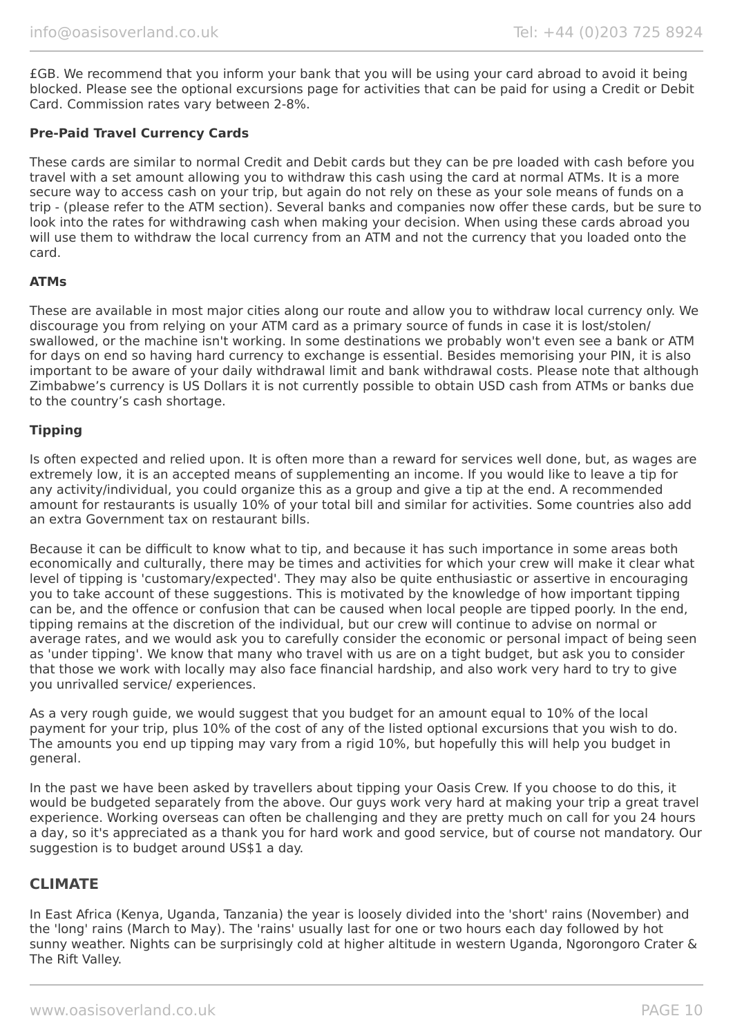£GB. We recommend that you inform your bank that you will be using your card abroad to avoid it being blocked. Please see the optional excursions page for activities that can be paid for using a Credit or Debit Card. Commission rates vary between 2-8%.

**Pre-Paid Travel Currency Cards**

These cards are similar to normal Credit and Debit cards but they can be pre loaded with cash before you travel with a set amount allowing you to withdraw this cash using the card at normal ATMs. It is a more secure way to access cash on your trip, but again do not rely on these as your sole means of funds on a trip - (please refer to the ATM section). Several banks and companies now offer these cards, but be sure to look into the rates for withdrawing cash when making your decision. When using these cards abroad you will use them to withdraw the local currency from an ATM and not the currency that you loaded onto the card.

**ATMs**

These are available in most major cities along our route and allow you to withdraw local currency only. We discourage you from relying on your ATM card as a primary source of funds in case it is lost/stolen/ swallowed, or the machine isn't working. In some destinations we probably won't even see a bank or ATM for days on end so having hard currency to exchange is essential. Besides memorising your PIN, it is also important to be aware of your daily withdrawal limit and bank withdrawal costs. Please note that although Zimbabwe's currency is US Dollars it is not currently possible to obtain USD cash from ATMs or banks due to the country's cash shortage.

**Tipping**

Is often expected and relied upon. It is often more than a reward for services well done, but, as wages are extremely low, it is an accepted means of supplementing an income. If you would like to leave a tip for any activity/individual, you could organize this as a group and give a tip at the end. A recommended amount for restaurants is usually 10% of your total bill and similar for activities. Some countries also add an extra Government tax on restaurant bills.

Because it can be difficult to know what to tip, and because it has such importance in some areas both economically and culturally, there may be times and activities for which your crew will make it clear what level of tipping is 'customary/expected'. They may also be quite enthusiastic or assertive in encouraging you to take account of these suggestions. This is motivated by the knowledge of how important tipping can be, and the offence or confusion that can be caused when local people are tipped poorly. In the end, tipping remains at the discretion of the individual, but our crew will continue to advise on normal or average rates, and we would ask you to carefully consider the economic or personal impact of being seen as 'under tipping'. We know that many who travel with us are on a tight budget, but ask you to consider that those we work with locally may also face financial hardship, and also work very hard to try to give you unrivalled service/ experiences.

As a very rough guide, we would suggest that you budget for an amount equal to 10% of the local payment for your trip, plus 10% of the cost of any of the listed optional excursions that you wish to do. The amounts you end up tipping may vary from a rigid 10%, but hopefully this will help you budget in general.

In the past we have been asked by travellers about tipping your Oasis Crew. If you choose to do this, it would be budgeted separately from the above. Our guys work very hard at making your trip a great travel experience. Working overseas can often be challenging and they are pretty much on call for you 24 hours a day, so it's appreciated as a thank you for hard work and good service, but of course not mandatory. Our suggestion is to budget around US$1 a day.

## CLIMATE

In East Africa (Kenya, Uganda, Tanzania) the year is loosely divided into the 'short' rains (November) and the 'long' rains (March to May). The 'rains' usually last for one or two hours each day followed by hot sunny weather. Nights can be surprisingly cold at higher altitude in western Uganda, Ngorongoro Crater & The Rift Valley.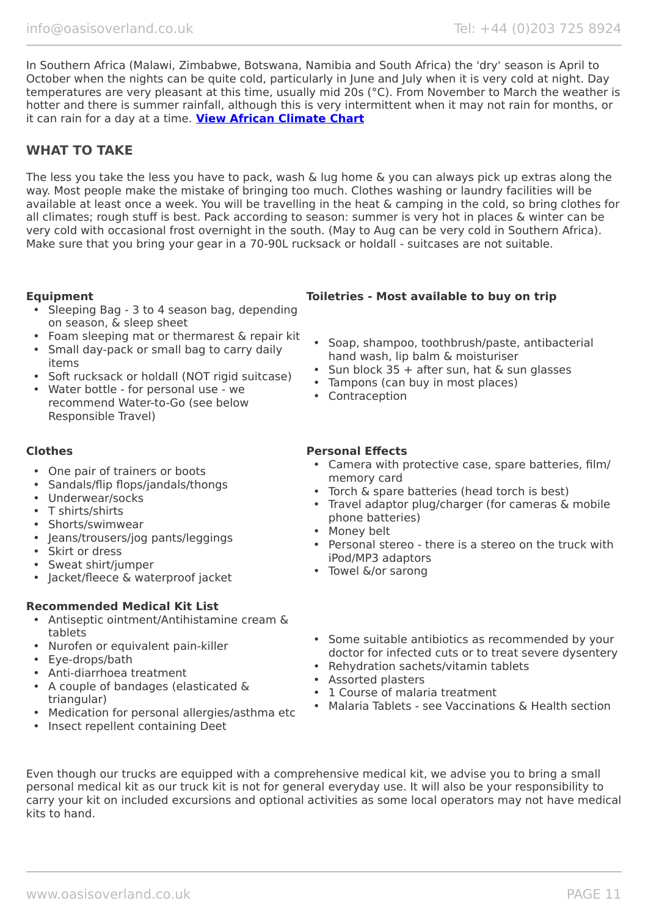In Southern Africa (Malawi, Zimbabwe, Botswana, Namibia and South Africa) the 'dry' season is April to October when the nights can be quite cold, particularly in June and July when it is very cold at night. Day temperatures are very pleasant at this time, usually mid 20s (°C). From November to March the weather is hotter and there is summer rainfall, although this is very intermittent when it may not rain for months, or it can rain for a day at a time. **View African Climate Chart**

## WHAT TO TAKE

The less you take the less you have to pack, wash & lug home & you can always pick up extras along the way. Most people make the mistake of bringing too much. Clothes washing or laundry facilities will be available at least once a week. You will be travelling in the heat & camping in the cold, so bring clothes for all climates; rough stuff is best. Pack according to season: summer is very hot in places & winter can be very cold with occasional frost overnight in the south. (May to Aug can be very cold in Southern Africa). Make sure that you bring your gear in a 70-90L rucksack or holdall - suitcases are not suitable.

**Equipment**

- Sleeping Bag - 3 to 4 season bag, depending on season, & sleep sheet
- Foam sleeping mat or thermarest & repair kit
- Small day-pack or small bag to carry daily items
- Soft rucksack or holdall (NOT rigid suitcase)
- Water bottle - for personal use - we recommend Water-to-Go (see below Responsible Travel)

**Toiletries - Most available to buy on trip**

- Soap, shampoo, toothbrush/paste, antibacterial hand wash, lip balm & moisturiser
- Sun block 35 + after sun, hat & sun glasses
- Tampons (can buy in most places)
- Contraception

**Clothes**

- One pair of trainers or boots
- Sandals/flip flops/jandals/thongs
- Underwear/socks
- T shirts/shirts
- Shorts/swimwear
- Jeans/trousers/jog pants/leggings
- Skirt or dress
- Sweat shirt/jumper
- Jacket/fleece & waterproof jacket

**Personal Effects**

- Camera with protective case, spare batteries, film/ memory card
- Torch & spare batteries (head torch is best)
- Travel adaptor plug/charger (for cameras & mobile phone batteries)
- Money belt
- Personal stereo - there is a stereo on the truck with iPod/MP3 adaptors
- Towel &/or sarong

**Recommended Medical Kit List**

- Antiseptic ointment/Antihistamine cream & tablets
- Nurofen or equivalent pain-killer
- Eye-drops/bath
- Anti-diarrhoea treatment
- A couple of bandages (elasticated & triangular)
- Medication for personal allergies/asthma etc
- Insect repellent containing Deet
- Some suitable antibiotics as recommended by your doctor for infected cuts or to treat severe dysentery
- Rehydration sachets/vitamin tablets
- Assorted plasters
- 1 Course of malaria treatment
- Malaria Tablets - see Vaccinations & Health section

Even though our trucks are equipped with a comprehensive medical kit, we advise you to bring a small personal medical kit as our truck kit is not for general everyday use. It will also be your responsibility to carry your kit on included excursions and optional activities as some local operators may not have medical kits to hand.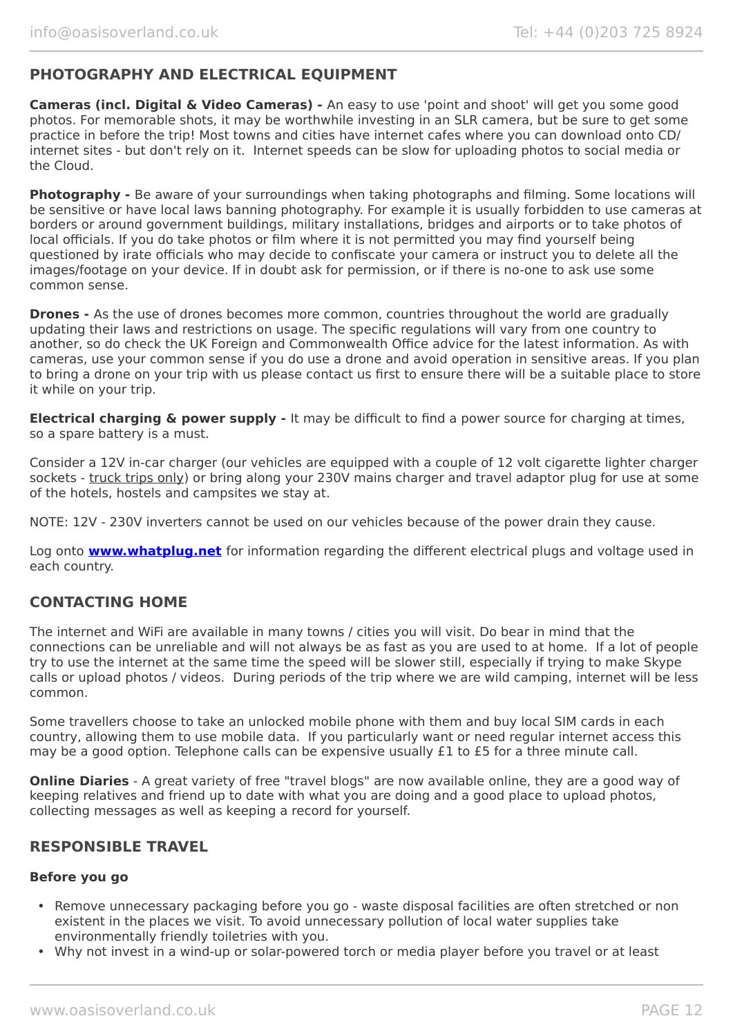## PHOTOGRAPHY AND ELECTRICAL EQUIPMENT

**Cameras (incl. Digital & Video Cameras) -** An easy to use 'point and shoot' will get you some good photos. For memorable shots, it may be worthwhile investing in an SLR camera, but be sure to get some practice in before the trip! Most towns and cities have internet cafes where you can download onto CD/ internet sites - but don't rely on it. Internet speeds can be slow for uploading photos to social media or the Cloud.

**Photography -** Be aware of your surroundings when taking photographs and filming. Some locations will be sensitive or have local laws banning photography. For example it is usually forbidden to use cameras at borders or around government buildings, military installations, bridges and airports or to take photos of local officials. If you do take photos or film where it is not permitted you may find yourself being questioned by irate officials who may decide to confiscate your camera or instruct you to delete all the images/footage on your device. If in doubt ask for permission, or if there is no-one to ask use some common sense.

**Drones -** As the use of drones becomes more common, countries throughout the world are gradually updating their laws and restrictions on usage. The specific regulations will vary from one country to another, so do check the UK Foreign and Commonwealth Office advice for the latest information. As with cameras, use your common sense if you do use a drone and avoid operation in sensitive areas. If you plan to bring a drone on your trip with us please contact us first to ensure there will be a suitable place to store it while on your trip.

**Electrical charging & power supply -** It may be difficult to find a power source for charging at times, so a spare battery is a must.

Consider a 12V in-car charger (our vehicles are equipped with a couple of 12 volt cigarette lighter charger sockets - truck trips only) or bring along your 230V mains charger and travel adaptor plug for use at some of the hotels, hostels and campsites we stay at.

NOTE: 12V - 230V inverters cannot be used on our vehicles because of the power drain they cause.

Log onto **www.whatplug.net** for information regarding the different electrical plugs and voltage used in each country.

## CONTACTING HOME

The internet and WiFi are available in many towns / cities you will visit. Do bear in mind that the connections can be unreliable and will not always be as fast as you are used to at home. If a lot of people try to use the internet at the same time the speed will be slower still, especially if trying to make Skype calls or upload photos / videos. During periods of the trip where we are wild camping, internet will be less common.

Some travellers choose to take an unlocked mobile phone with them and buy local SIM cards in each country, allowing them to use mobile data. If you particularly want or need regular internet access this may be a good option. Telephone calls can be expensive usually £1 to £5 for a three minute call.

**Online Diaries** - A great variety of free "travel blogs" are now available online, they are a good way of keeping relatives and friend up to date with what you are doing and a good place to upload photos, collecting messages as well as keeping a record for yourself.

## RESPONSIBLE TRAVEL

#### Before you go

- Remove unnecessary packaging before you go - waste disposal facilities are often stretched or non existent in the places we visit. To avoid unnecessary pollution of local water supplies take environmentally friendly toiletries with you.
- Why not invest in a wind-up or solar-powered torch or media player before you travel or at least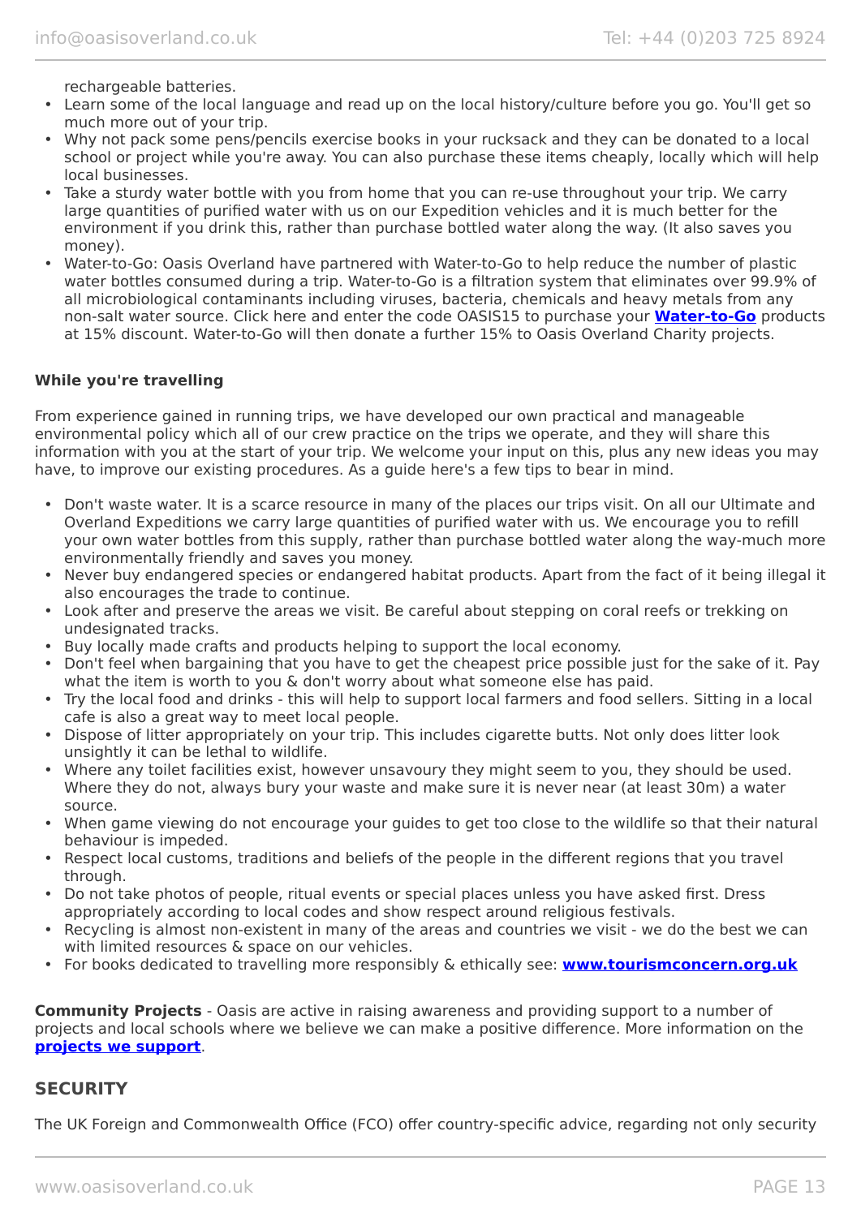rechargeable batteries.
- Learn some of the local language and read up on the local history/culture before you go. You'll get so much more out of your trip.
- Why not pack some pens/pencils exercise books in your rucksack and they can be donated to a local school or project while you're away. You can also purchase these items cheaply, locally which will help local businesses.
- Take a sturdy water bottle with you from home that you can re-use throughout your trip. We carry large quantities of purified water with us on our Expedition vehicles and it is much better for the environment if you drink this, rather than purchase bottled water along the way. (It also saves you money).
- Water-to-Go: Oasis Overland have partnered with Water-to-Go to help reduce the number of plastic water bottles consumed during a trip. Water-to-Go is a filtration system that eliminates over 99.9% of all microbiological contaminants including viruses, bacteria, chemicals and heavy metals from any non-salt water source. Click here and enter the code OASIS15 to purchase your **Water-to-Go** products at 15% discount. Water-to-Go will then donate a further 15% to Oasis Overland Charity projects.

**While you're travelling**

From experience gained in running trips, we have developed our own practical and manageable environmental policy which all of our crew practice on the trips we operate, and they will share this information with you at the start of your trip. We welcome your input on this, plus any new ideas you may have, to improve our existing procedures. As a guide here's a few tips to bear in mind.

- Don't waste water. It is a scarce resource in many of the places our trips visit. On all our Ultimate and Overland Expeditions we carry large quantities of purified water with us. We encourage you to refill your own water bottles from this supply, rather than purchase bottled water along the way-much more environmentally friendly and saves you money.
- Never buy endangered species or endangered habitat products. Apart from the fact of it being illegal it also encourages the trade to continue.
- Look after and preserve the areas we visit. Be careful about stepping on coral reefs or trekking on undesignated tracks.
- Buy locally made crafts and products helping to support the local economy.
- Don't feel when bargaining that you have to get the cheapest price possible just for the sake of it. Pay what the item is worth to you & don't worry about what someone else has paid.
- Try the local food and drinks - this will help to support local farmers and food sellers. Sitting in a local cafe is also a great way to meet local people.
- Dispose of litter appropriately on your trip. This includes cigarette butts. Not only does litter look unsightly it can be lethal to wildlife.
- Where any toilet facilities exist, however unsavoury they might seem to you, they should be used. Where they do not, always bury your waste and make sure it is never near (at least 30m) a water source.
- When game viewing do not encourage your guides to get too close to the wildlife so that their natural behaviour is impeded.
- Respect local customs, traditions and beliefs of the people in the different regions that you travel through.
- Do not take photos of people, ritual events or special places unless you have asked first. Dress appropriately according to local codes and show respect around religious festivals.
- Recycling is almost non-existent in many of the areas and countries we visit - we do the best we can with limited resources & space on our vehicles.
- For books dedicated to travelling more responsibly & ethically see: **www.tourismconcern.org.uk**

**Community Projects** - Oasis are active in raising awareness and providing support to a number of projects and local schools where we believe we can make a positive difference. More information on the **projects we support**.

## SECURITY

The UK Foreign and Commonwealth Office (FCO) offer country-specific advice, regarding not only security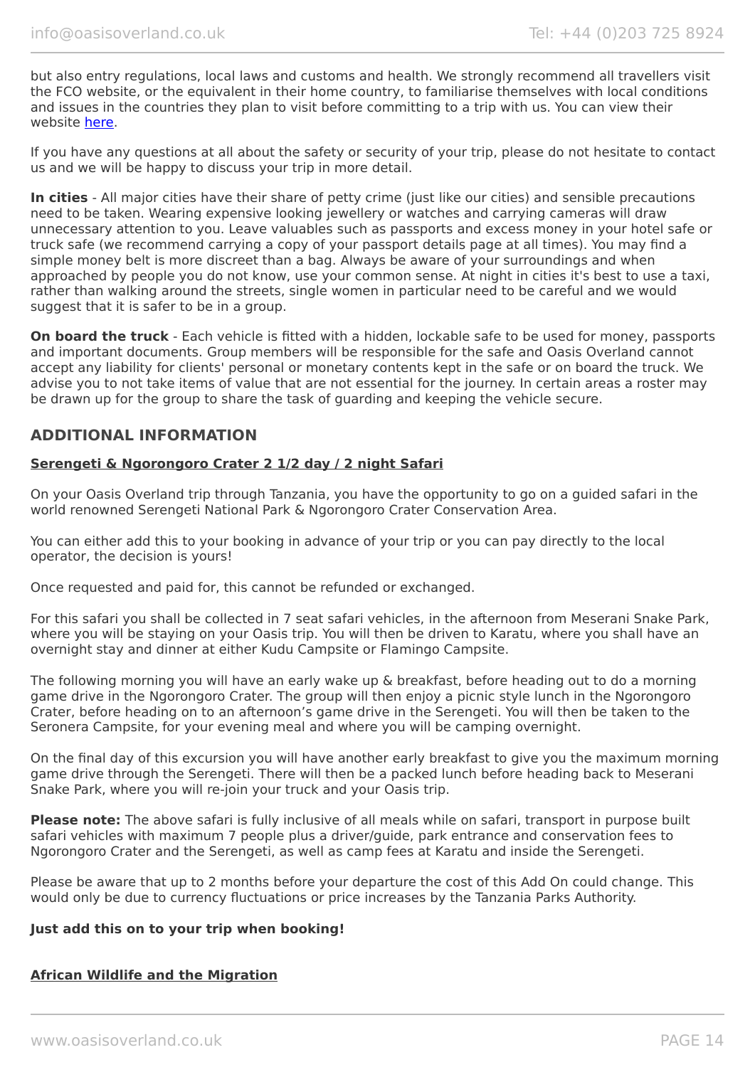but also entry regulations, local laws and customs and health. We strongly recommend all travellers visit the FCO website, or the equivalent in their home country, to familiarise themselves with local conditions and issues in the countries they plan to visit before committing to a trip with us. You can view their website here.

If you have any questions at all about the safety or security of your trip, please do not hesitate to contact us and we will be happy to discuss your trip in more detail.

**In cities** - All major cities have their share of petty crime (just like our cities) and sensible precautions need to be taken. Wearing expensive looking jewellery or watches and carrying cameras will draw unnecessary attention to you. Leave valuables such as passports and excess money in your hotel safe or truck safe (we recommend carrying a copy of your passport details page at all times). You may find a simple money belt is more discreet than a bag. Always be aware of your surroundings and when approached by people you do not know, use your common sense. At night in cities it's best to use a taxi, rather than walking around the streets, single women in particular need to be careful and we would suggest that it is safer to be in a group.

**On board the truck** - Each vehicle is fitted with a hidden, lockable safe to be used for money, passports and important documents. Group members will be responsible for the safe and Oasis Overland cannot accept any liability for clients' personal or monetary contents kept in the safe or on board the truck. We advise you to not take items of value that are not essential for the journey. In certain areas a roster may be drawn up for the group to share the task of guarding and keeping the vehicle secure.

## ADDITIONAL INFORMATION

**Serengeti & Ngorongoro Crater 2 1/2 day / 2 night Safari**

On your Oasis Overland trip through Tanzania, you have the opportunity to go on a guided safari in the world renowned Serengeti National Park & Ngorongoro Crater Conservation Area.

You can either add this to your booking in advance of your trip or you can pay directly to the local operator, the decision is yours!

Once requested and paid for, this cannot be refunded or exchanged.

For this safari you shall be collected in 7 seat safari vehicles, in the afternoon from Meserani Snake Park, where you will be staying on your Oasis trip. You will then be driven to Karatu, where you shall have an overnight stay and dinner at either Kudu Campsite or Flamingo Campsite.

The following morning you will have an early wake up & breakfast, before heading out to do a morning game drive in the Ngorongoro Crater. The group will then enjoy a picnic style lunch in the Ngorongoro Crater, before heading on to an afternoon's game drive in the Serengeti. You will then be taken to the Seronera Campsite, for your evening meal and where you will be camping overnight.

On the final day of this excursion you will have another early breakfast to give you the maximum morning game drive through the Serengeti. There will then be a packed lunch before heading back to Meserani Snake Park, where you will re-join your truck and your Oasis trip.

**Please note:** The above safari is fully inclusive of all meals while on safari, transport in purpose built safari vehicles with maximum 7 people plus a driver/guide, park entrance and conservation fees to Ngorongoro Crater and the Serengeti, as well as camp fees at Karatu and inside the Serengeti.

Please be aware that up to 2 months before your departure the cost of this Add On could change. This would only be due to currency fluctuations or price increases by the Tanzania Parks Authority.

**Just add this on to your trip when booking!**

**African Wildlife and the Migration**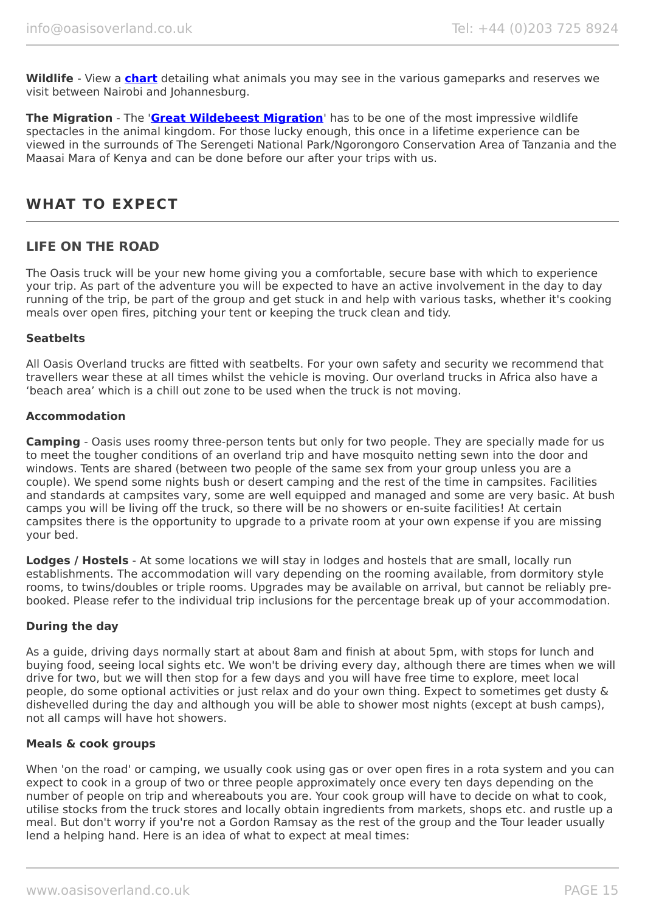**Wildlife** - View a **chart** detailing what animals you may see in the various gameparks and reserves we visit between Nairobi and Johannesburg.

**The Migration** - The '**Great Wildebeest Migration**' has to be one of the most impressive wildlife spectacles in the animal kingdom. For those lucky enough, this once in a lifetime experience can be viewed in the surrounds of The Serengeti National Park/Ngorongoro Conservation Area of Tanzania and the Maasai Mara of Kenya and can be done before our after your trips with us.

## WHAT TO EXPECT

### LIFE ON THE ROAD

The Oasis truck will be your new home giving you a comfortable, secure base with which to experience your trip. As part of the adventure you will be expected to have an active involvement in the day to day running of the trip, be part of the group and get stuck in and help with various tasks, whether it's cooking meals over open fires, pitching your tent or keeping the truck clean and tidy.

#### Seatbelts

All Oasis Overland trucks are fitted with seatbelts. For your own safety and security we recommend that travellers wear these at all times whilst the vehicle is moving. Our overland trucks in Africa also have a 'beach area' which is a chill out zone to be used when the truck is not moving.

#### Accommodation

**Camping** - Oasis uses roomy three-person tents but only for two people. They are specially made for us to meet the tougher conditions of an overland trip and have mosquito netting sewn into the door and windows. Tents are shared (between two people of the same sex from your group unless you are a couple). We spend some nights bush or desert camping and the rest of the time in campsites. Facilities and standards at campsites vary, some are well equipped and managed and some are very basic. At bush camps you will be living off the truck, so there will be no showers or en-suite facilities! At certain campsites there is the opportunity to upgrade to a private room at your own expense if you are missing your bed.

**Lodges / Hostels** - At some locations we will stay in lodges and hostels that are small, locally run establishments. The accommodation will vary depending on the rooming available, from dormitory style rooms, to twins/doubles or triple rooms. Upgrades may be available on arrival, but cannot be reliably pre-booked. Please refer to the individual trip inclusions for the percentage break up of your accommodation.

#### During the day

As a guide, driving days normally start at about 8am and finish at about 5pm, with stops for lunch and buying food, seeing local sights etc. We won't be driving every day, although there are times when we will drive for two, but we will then stop for a few days and you will have free time to explore, meet local people, do some optional activities or just relax and do your own thing. Expect to sometimes get dusty & dishevelled during the day and although you will be able to shower most nights (except at bush camps), not all camps will have hot showers.

#### Meals & cook groups

When 'on the road' or camping, we usually cook using gas or over open fires in a rota system and you can expect to cook in a group of two or three people approximately once every ten days depending on the number of people on trip and whereabouts you are. Your cook group will have to decide on what to cook, utilise stocks from the truck stores and locally obtain ingredients from markets, shops etc. and rustle up a meal. But don't worry if you're not a Gordon Ramsay as the rest of the group and the Tour leader usually lend a helping hand. Here is an idea of what to expect at meal times: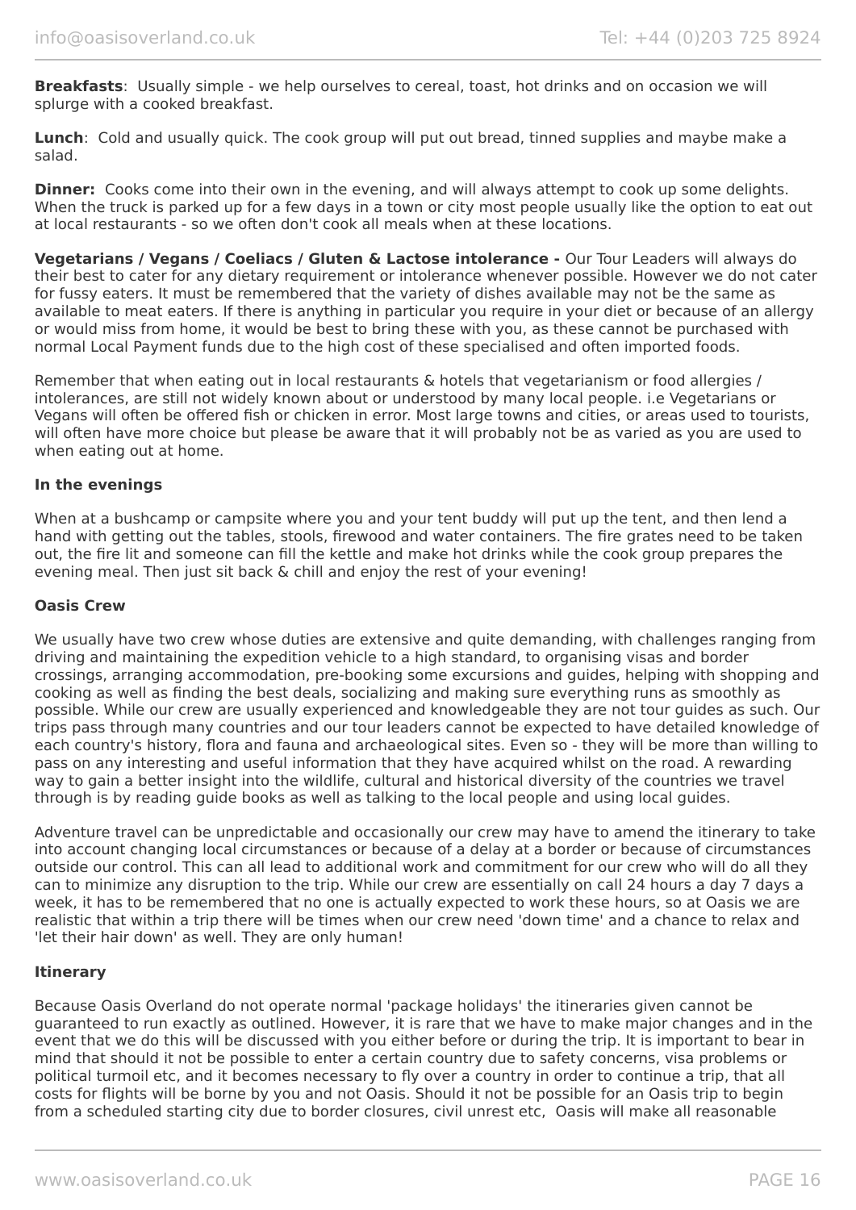**Breakfasts**:  Usually simple - we help ourselves to cereal, toast, hot drinks and on occasion we will splurge with a cooked breakfast.

**Lunch**:  Cold and usually quick. The cook group will put out bread, tinned supplies and maybe make a salad.

**Dinner:**  Cooks come into their own in the evening, and will always attempt to cook up some delights. When the truck is parked up for a few days in a town or city most people usually like the option to eat out at local restaurants - so we often don't cook all meals when at these locations.

**Vegetarians / Vegans / Coeliacs / Gluten & Lactose intolerance -** Our Tour Leaders will always do their best to cater for any dietary requirement or intolerance whenever possible. However we do not cater for fussy eaters. It must be remembered that the variety of dishes available may not be the same as available to meat eaters. If there is anything in particular you require in your diet or because of an allergy or would miss from home, it would be best to bring these with you, as these cannot be purchased with normal Local Payment funds due to the high cost of these specialised and often imported foods.

Remember that when eating out in local restaurants & hotels that vegetarianism or food allergies / intolerances, are still not widely known about or understood by many local people. i.e Vegetarians or Vegans will often be offered fish or chicken in error. Most large towns and cities, or areas used to tourists, will often have more choice but please be aware that it will probably not be as varied as you are used to when eating out at home.

**In the evenings**

When at a bushcamp or campsite where you and your tent buddy will put up the tent, and then lend a hand with getting out the tables, stools, firewood and water containers. The fire grates need to be taken out, the fire lit and someone can fill the kettle and make hot drinks while the cook group prepares the evening meal. Then just sit back & chill and enjoy the rest of your evening!

**Oasis Crew**

We usually have two crew whose duties are extensive and quite demanding, with challenges ranging from driving and maintaining the expedition vehicle to a high standard, to organising visas and border crossings, arranging accommodation, pre-booking some excursions and guides, helping with shopping and cooking as well as finding the best deals, socializing and making sure everything runs as smoothly as possible. While our crew are usually experienced and knowledgeable they are not tour guides as such. Our trips pass through many countries and our tour leaders cannot be expected to have detailed knowledge of each country's history, flora and fauna and archaeological sites. Even so - they will be more than willing to pass on any interesting and useful information that they have acquired whilst on the road. A rewarding way to gain a better insight into the wildlife, cultural and historical diversity of the countries we travel through is by reading guide books as well as talking to the local people and using local guides.

Adventure travel can be unpredictable and occasionally our crew may have to amend the itinerary to take into account changing local circumstances or because of a delay at a border or because of circumstances outside our control. This can all lead to additional work and commitment for our crew who will do all they can to minimize any disruption to the trip. While our crew are essentially on call 24 hours a day 7 days a week, it has to be remembered that no one is actually expected to work these hours, so at Oasis we are realistic that within a trip there will be times when our crew need 'down time' and a chance to relax and 'let their hair down' as well. They are only human!

**Itinerary**

Because Oasis Overland do not operate normal 'package holidays' the itineraries given cannot be guaranteed to run exactly as outlined. However, it is rare that we have to make major changes and in the event that we do this will be discussed with you either before or during the trip. It is important to bear in mind that should it not be possible to enter a certain country due to safety concerns, visa problems or political turmoil etc, and it becomes necessary to fly over a country in order to continue a trip, that all costs for flights will be borne by you and not Oasis. Should it not be possible for an Oasis trip to begin from a scheduled starting city due to border closures, civil unrest etc,  Oasis will make all reasonable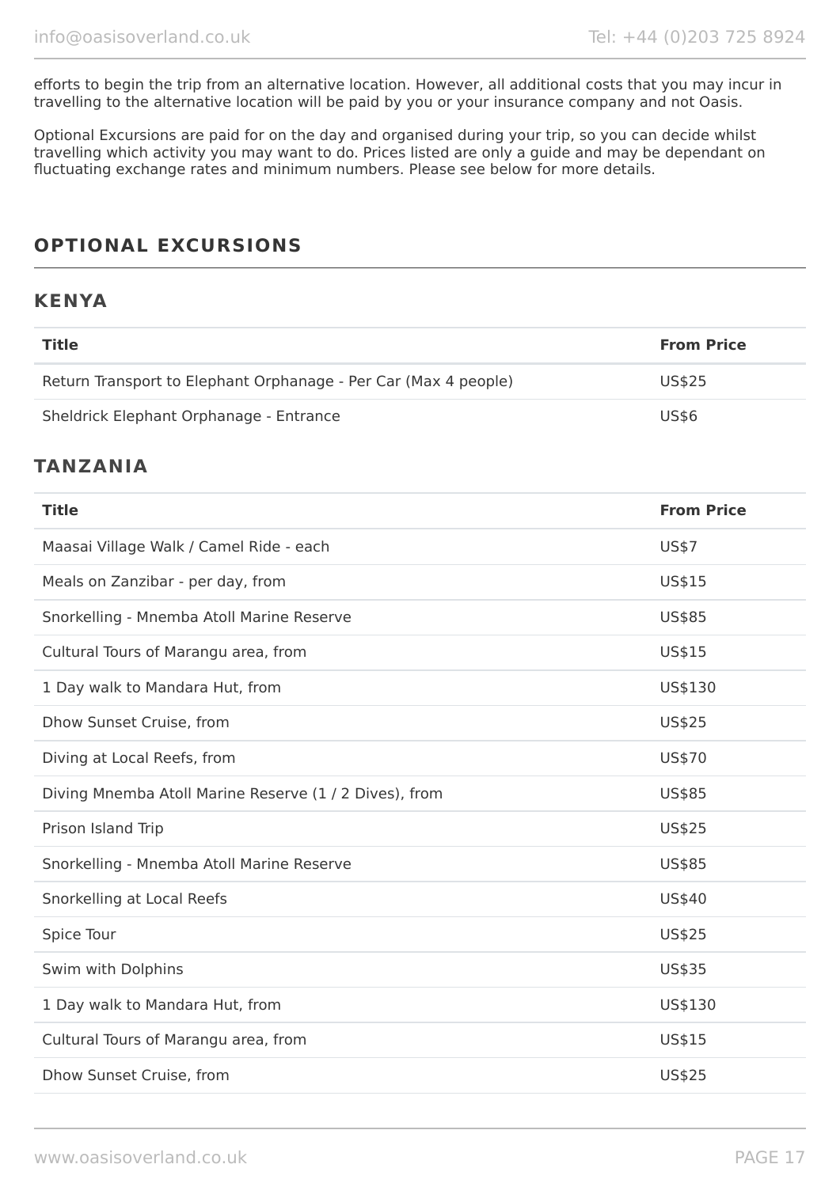efforts to begin the trip from an alternative location. However, all additional costs that you may incur in travelling to the alternative location will be paid by you or your insurance company and not Oasis.

Optional Excursions are paid for on the day and organised during your trip, so you can decide whilst travelling which activity you may want to do. Prices listed are only a guide and may be dependant on fluctuating exchange rates and minimum numbers. Please see below for more details.

## OPTIONAL EXCURSIONS

### KENYA

| Title | From Price |
|---|---|
| Return Transport to Elephant Orphanage - Per Car (Max 4 people) | US$25 |
| Sheldrick Elephant Orphanage - Entrance | US$6 |

### TANZANIA

| Title | From Price |
|---|---|
| Maasai Village Walk / Camel Ride - each | US$7 |
| Meals on Zanzibar - per day, from | US$15 |
| Snorkelling - Mnemba Atoll Marine Reserve | US$85 |
| Cultural Tours of Marangu area, from | US$15 |
| 1 Day walk to Mandara Hut, from | US$130 |
| Dhow Sunset Cruise, from | US$25 |
| Diving at Local Reefs, from | US$70 |
| Diving Mnemba Atoll Marine Reserve (1 / 2 Dives), from | US$85 |
| Prison Island Trip | US$25 |
| Snorkelling - Mnemba Atoll Marine Reserve | US$85 |
| Snorkelling at Local Reefs | US$40 |
| Spice Tour | US$25 |
| Swim with Dolphins | US$35 |
| 1 Day walk to Mandara Hut, from | US$130 |
| Cultural Tours of Marangu area, from | US$15 |
| Dhow Sunset Cruise, from | US$25 |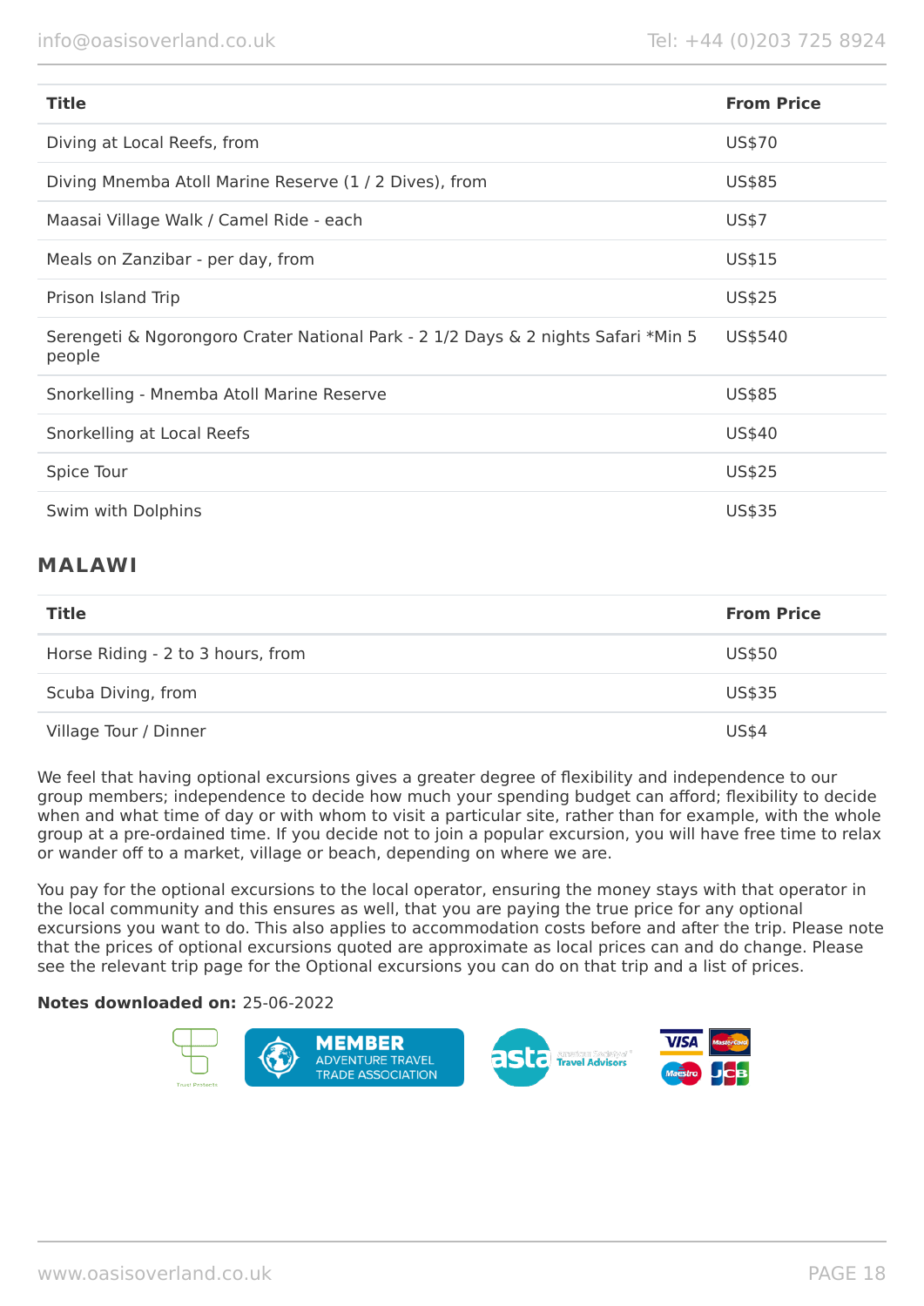| Title | From Price |
|---|---|
| Diving at Local Reefs, from | US$70 |
| Diving Mnemba Atoll Marine Reserve (1 / 2 Dives), from | US$85 |
| Maasai Village Walk / Camel Ride - each | US$7 |
| Meals on Zanzibar - per day, from | US$15 |
| Prison Island Trip | US$25 |
| Serengeti & Ngorongoro Crater National Park - 2 1/2 Days & 2 nights Safari *Min 5 people | US$540 |
| Snorkelling - Mnemba Atoll Marine Reserve | US$85 |
| Snorkelling at Local Reefs | US$40 |
| Spice Tour | US$25 |
| Swim with Dolphins | US$35 |

## MALAWI

| Title | From Price |
|---|---|
| Horse Riding - 2 to 3 hours, from | US$50 |
| Scuba Diving, from | US$35 |
| Village Tour / Dinner | US$4 |

We feel that having optional excursions gives a greater degree of flexibility and independence to our group members; independence to decide how much your spending budget can afford; flexibility to decide when and what time of day or with whom to visit a particular site, rather than for example, with the whole group at a pre-ordained time. If you decide not to join a popular excursion, you will have free time to relax or wander off to a market, village or beach, depending on where we are.

You pay for the optional excursions to the local operator, ensuring the money stays with that operator in the local community and this ensures as well, that you are paying the true price for any optional excursions you want to do. This also applies to accommodation costs before and after the trip. Please note that the prices of optional excursions quoted are approximate as local prices can and do change. Please see the relevant trip page for the Optional excursions you can do on that trip and a list of prices.

**Notes downloaded on:** 25-06-2022

MEMBER ADVENTURE TRAVEL TRADE ASSOCIATION